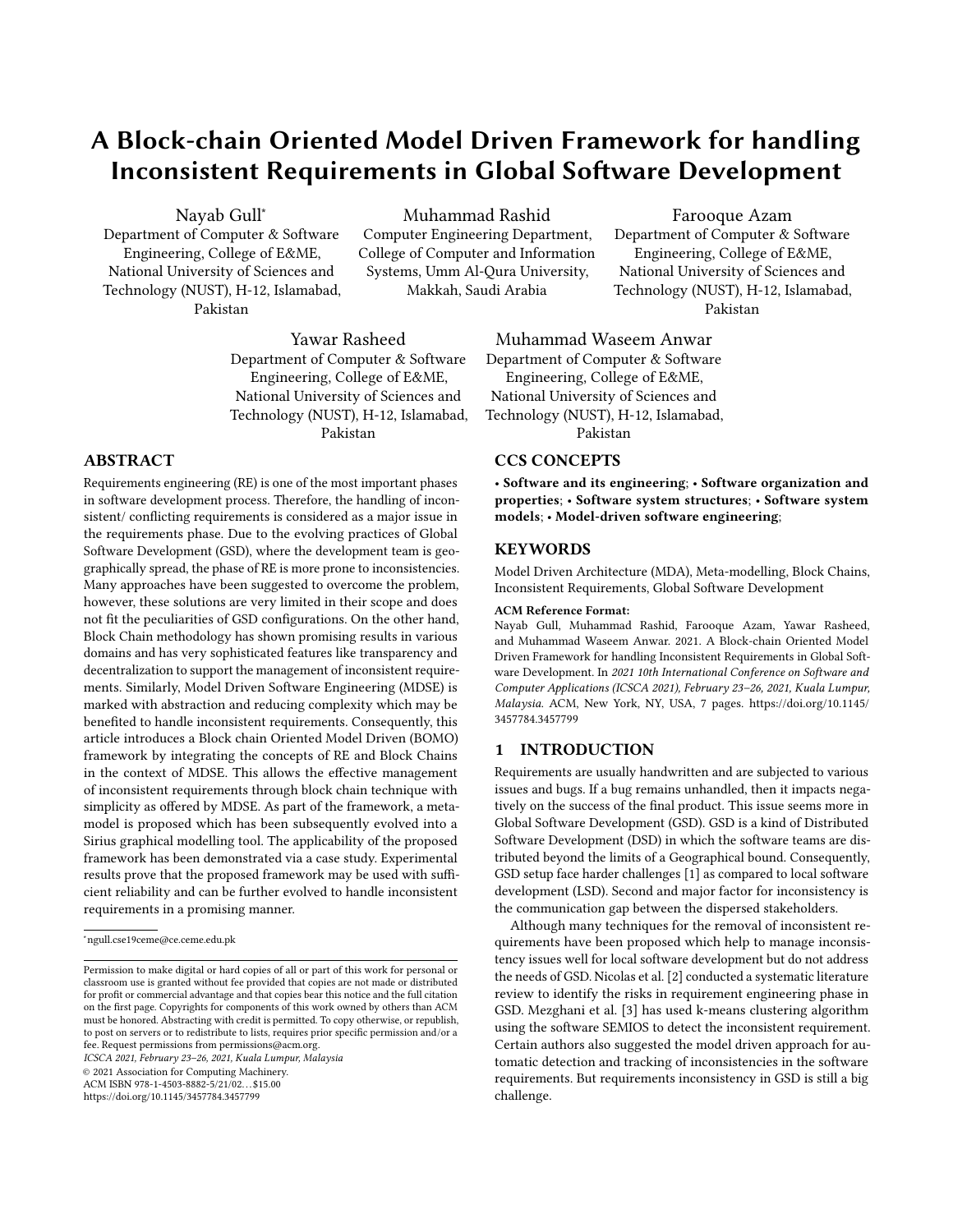# A Block-chain Oriented Model Driven Framework for handling Inconsistent Requirements in Global Software Development

Nayab Gull*
Department of Computer & Software Engineering, College of E&ME, National University of Sciences and Technology (NUST), H-12, Islamabad, Pakistan

Muhammad Rashid
Computer Engineering Department, College of Computer and Information Systems, Umm Al-Qura University, Makkah, Saudi Arabia

Farooque Azam
Department of Computer & Software Engineering, College of E&ME, National University of Sciences and Technology (NUST), H-12, Islamabad, Pakistan

Yawar Rasheed
Department of Computer & Software Engineering, College of E&ME, National University of Sciences and Technology (NUST), H-12, Islamabad, Pakistan

Muhammad Waseem Anwar
Department of Computer & Software Engineering, College of E&ME, National University of Sciences and Technology (NUST), H-12, Islamabad, Pakistan

## ABSTRACT

Requirements engineering (RE) is one of the most important phases in software development process. Therefore, the handling of inconsistent/ conflicting requirements is considered as a major issue in the requirements phase. Due to the evolving practices of Global Software Development (GSD), where the development team is geographically spread, the phase of RE is more prone to inconsistencies. Many approaches have been suggested to overcome the problem, however, these solutions are very limited in their scope and does not fit the peculiarities of GSD configurations. On the other hand, Block Chain methodology has shown promising results in various domains and has very sophisticated features like transparency and decentralization to support the management of inconsistent requirements. Similarly, Model Driven Software Engineering (MDSE) is marked with abstraction and reducing complexity which may be benefited to handle inconsistent requirements. Consequently, this article introduces a Block chain Oriented Model Driven (BOMO) framework by integrating the concepts of RE and Block Chains in the context of MDSE. This allows the effective management of inconsistent requirements through block chain technique with simplicity as offered by MDSE. As part of the framework, a meta-model is proposed which has been subsequently evolved into a Sirius graphical modelling tool. The applicability of the proposed framework has been demonstrated via a case study. Experimental results prove that the proposed framework may be used with sufficient reliability and can be further evolved to handle inconsistent requirements in a promising manner.

*ngull.cse19ceme@ce.ceme.edu.pk

Permission to make digital or hard copies of all or part of this work for personal or classroom use is granted without fee provided that copies are not made or distributed for profit or commercial advantage and that copies bear this notice and the full citation on the first page. Copyrights for components of this work owned by others than ACM must be honored. Abstracting with credit is permitted. To copy otherwise, or republish, to post on servers or to redistribute to lists, requires prior specific permission and/or a fee. Request permissions from permissions@acm.org.
*ICSCA 2021, February 23–26, 2021, Kuala Lumpur, Malaysia*
© 2021 Association for Computing Machinery.
ACM ISBN 978-1-4503-8882-5/21/02…$15.00
https://doi.org/10.1145/3457784.3457799

## CCS CONCEPTS

• **Software and its engineering**; • **Software organization and properties**; • **Software system structures**; • **Software system models**; • **Model-driven software engineering**;

## KEYWORDS

Model Driven Architecture (MDA), Meta-modelling, Block Chains, Inconsistent Requirements, Global Software Development

**ACM Reference Format:**
Nayab Gull, Muhammad Rashid, Farooque Azam, Yawar Rasheed, and Muhammad Waseem Anwar. 2021. A Block-chain Oriented Model Driven Framework for handling Inconsistent Requirements in Global Software Development. In *2021 10th International Conference on Software and Computer Applications (ICSCA 2021), February 23–26, 2021, Kuala Lumpur, Malaysia.* ACM, New York, NY, USA, 7 pages. https://doi.org/10.1145/3457784.3457799

## 1 INTRODUCTION

Requirements are usually handwritten and are subjected to various issues and bugs. If a bug remains unhandled, then it impacts negatively on the success of the final product. This issue seems more in Global Software Development (GSD). GSD is a kind of Distributed Software Development (DSD) in which the software teams are distributed beyond the limits of a Geographical bound. Consequently, GSD setup face harder challenges [1] as compared to local software development (LSD). Second and major factor for inconsistency is the communication gap between the dispersed stakeholders.

Although many techniques for the removal of inconsistent requirements have been proposed which help to manage inconsistency issues well for local software development but do not address the needs of GSD. Nicolas et al. [2] conducted a systematic literature review to identify the risks in requirement engineering phase in GSD. Mezghani et al. [3] has used k-means clustering algorithm using the software SEMIOS to detect the inconsistent requirement. Certain authors also suggested the model driven approach for automatic detection and tracking of inconsistencies in the software requirements. But requirements inconsistency in GSD is still a big challenge.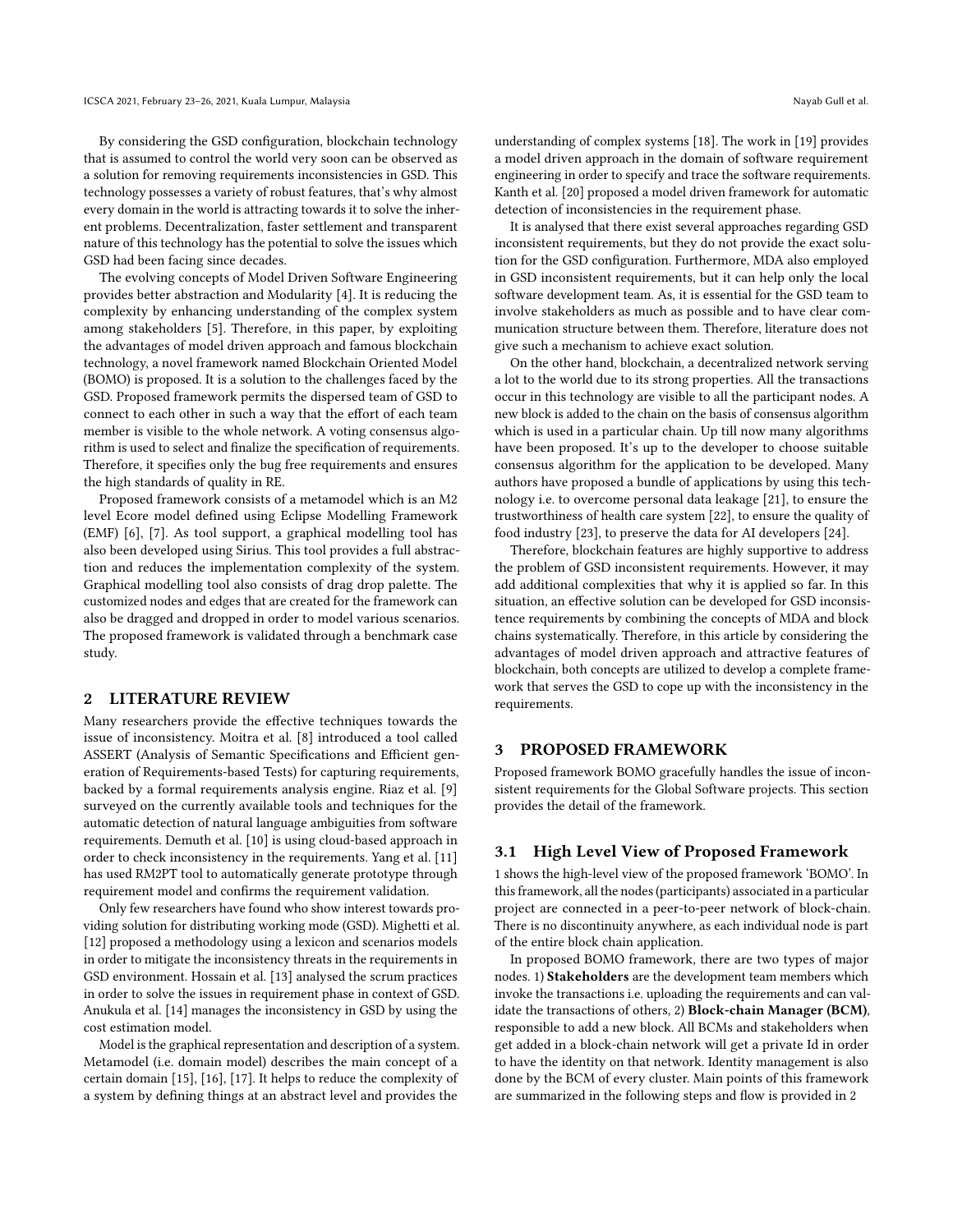By considering the GSD configuration, blockchain technology that is assumed to control the world very soon can be observed as a solution for removing requirements inconsistencies in GSD. This technology possesses a variety of robust features, that's why almost every domain in the world is attracting towards it to solve the inherent problems. Decentralization, faster settlement and transparent nature of this technology has the potential to solve the issues which GSD had been facing since decades.

The evolving concepts of Model Driven Software Engineering provides better abstraction and Modularity [4]. It is reducing the complexity by enhancing understanding of the complex system among stakeholders [5]. Therefore, in this paper, by exploiting the advantages of model driven approach and famous blockchain technology, a novel framework named Blockchain Oriented Model (BOMO) is proposed. It is a solution to the challenges faced by the GSD. Proposed framework permits the dispersed team of GSD to connect to each other in such a way that the effort of each team member is visible to the whole network. A voting consensus algorithm is used to select and finalize the specification of requirements. Therefore, it specifies only the bug free requirements and ensures the high standards of quality in RE.

Proposed framework consists of a metamodel which is an M2 level Ecore model defined using Eclipse Modelling Framework (EMF) [6], [7]. As tool support, a graphical modelling tool has also been developed using Sirius. This tool provides a full abstraction and reduces the implementation complexity of the system. Graphical modelling tool also consists of drag drop palette. The customized nodes and edges that are created for the framework can also be dragged and dropped in order to model various scenarios. The proposed framework is validated through a benchmark case study.

## 2 LITERATURE REVIEW

Many researchers provide the effective techniques towards the issue of inconsistency. Moitra et al. [8] introduced a tool called ASSERT (Analysis of Semantic Specifications and Efficient generation of Requirements-based Tests) for capturing requirements, backed by a formal requirements analysis engine. Riaz et al. [9] surveyed on the currently available tools and techniques for the automatic detection of natural language ambiguities from software requirements. Demuth et al. [10] is using cloud-based approach in order to check inconsistency in the requirements. Yang et al. [11] has used RM2PT tool to automatically generate prototype through requirement model and confirms the requirement validation.

Only few researchers have found who show interest towards providing solution for distributing working mode (GSD). Mighetti et al. [12] proposed a methodology using a lexicon and scenarios models in order to mitigate the inconsistency threats in the requirements in GSD environment. Hossain et al. [13] analysed the scrum practices in order to solve the issues in requirement phase in context of GSD. Anukula et al. [14] manages the inconsistency in GSD by using the cost estimation model.

Model is the graphical representation and description of a system. Metamodel (i.e. domain model) describes the main concept of a certain domain [15], [16], [17]. It helps to reduce the complexity of a system by defining things at an abstract level and provides the understanding of complex systems [18]. The work in [19] provides a model driven approach in the domain of software requirement engineering in order to specify and trace the software requirements. Kanth et al. [20] proposed a model driven framework for automatic detection of inconsistencies in the requirement phase.

It is analysed that there exist several approaches regarding GSD inconsistent requirements, but they do not provide the exact solution for the GSD configuration. Furthermore, MDA also employed in GSD inconsistent requirements, but it can help only the local software development team. As, it is essential for the GSD team to involve stakeholders as much as possible and to have clear communication structure between them. Therefore, literature does not give such a mechanism to achieve exact solution.

On the other hand, blockchain, a decentralized network serving a lot to the world due to its strong properties. All the transactions occur in this technology are visible to all the participant nodes. A new block is added to the chain on the basis of consensus algorithm which is used in a particular chain. Up till now many algorithms have been proposed. It's up to the developer to choose suitable consensus algorithm for the application to be developed. Many authors have proposed a bundle of applications by using this technology i.e. to overcome personal data leakage [21], to ensure the trustworthiness of health care system [22], to ensure the quality of food industry [23], to preserve the data for AI developers [24].

Therefore, blockchain features are highly supportive to address the problem of GSD inconsistent requirements. However, it may add additional complexities that why it is applied so far. In this situation, an effective solution can be developed for GSD inconsistence requirements by combining the concepts of MDA and block chains systematically. Therefore, in this article by considering the advantages of model driven approach and attractive features of blockchain, both concepts are utilized to develop a complete framework that serves the GSD to cope up with the inconsistency in the requirements.

## 3 PROPOSED FRAMEWORK

Proposed framework BOMO gracefully handles the issue of inconsistent requirements for the Global Software projects. This section provides the detail of the framework.

### 3.1 High Level View of Proposed Framework

1 shows the high-level view of the proposed framework 'BOMO'. In this framework, all the nodes (participants) associated in a particular project are connected in a peer-to-peer network of block-chain. There is no discontinuity anywhere, as each individual node is part of the entire block chain application.

In proposed BOMO framework, there are two types of major nodes. 1) **Stakeholders** are the development team members which invoke the transactions i.e. uploading the requirements and can validate the transactions of others, 2) **Block-chain Manager (BCM)**, responsible to add a new block. All BCMs and stakeholders when get added in a block-chain network will get a private Id in order to have the identity on that network. Identity management is also done by the BCM of every cluster. Main points of this framework are summarized in the following steps and flow is provided in 2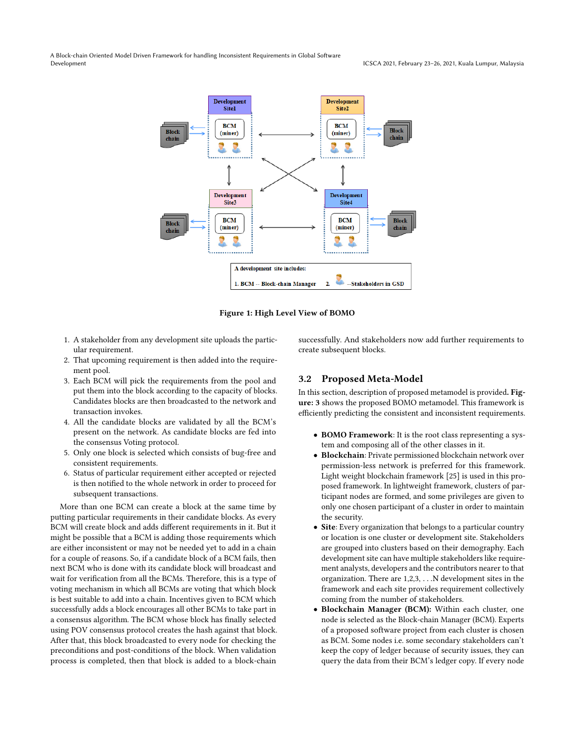Figure 1: High Level View of BOMO

1. A stakeholder from any development site uploads the particular requirement.
2. That upcoming requirement is then added into the requirement pool.
3. Each BCM will pick the requirements from the pool and put them into the block according to the capacity of blocks. Candidates blocks are then broadcasted to the network and transaction invokes.
4. All the candidate blocks are validated by all the BCM's present on the network. As candidate blocks are fed into the consensus Voting protocol.
5. Only one block is selected which consists of bug-free and consistent requirements.
6. Status of particular requirement either accepted or rejected is then notified to the whole network in order to proceed for subsequent transactions.

More than one BCM can create a block at the same time by putting particular requirements in their candidate blocks. As every BCM will create block and adds different requirements in it. But it might be possible that a BCM is adding those requirements which are either inconsistent or may not be needed yet to add in a chain for a couple of reasons. So, if a candidate block of a BCM fails, then next BCM who is done with its candidate block will broadcast and wait for verification from all the BCMs. Therefore, this is a type of voting mechanism in which all BCMs are voting that which block is best suitable to add into a chain. Incentives given to BCM which successfully adds a block encourages all other BCMs to take part in a consensus algorithm. The BCM whose block has finally selected using POV consensus protocol creates the hash against that block. After that, this block broadcasted to every node for checking the preconditions and post-conditions of the block. When validation process is completed, then that block is added to a block-chain successfully. And stakeholders now add further requirements to create subsequent blocks.

## 3.2 Proposed Meta-Model

In this section, description of proposed metamodel is provided. **Figure: 3** shows the proposed BOMO metamodel. This framework is efficiently predicting the consistent and inconsistent requirements.

- **BOMO Framework**: It is the root class representing a system and composing all of the other classes in it.
- **Blockchain**: Private permissioned blockchain network over permission-less network is preferred for this framework. Light weight blockchain framework [25] is used in this proposed framework. In lightweight framework, clusters of participant nodes are formed, and some privileges are given to only one chosen participant of a cluster in order to maintain the security.
- **Site**: Every organization that belongs to a particular country or location is one cluster or development site. Stakeholders are grouped into clusters based on their demography. Each development site can have multiple stakeholders like requirement analysts, developers and the contributors nearer to that organization. There are 1,2,3, . . .N development sites in the framework and each site provides requirement collectively coming from the number of stakeholders.
- **Blockchain Manager (BCM):** Within each cluster, one node is selected as the Block-chain Manager (BCM). Experts of a proposed software project from each cluster is chosen as BCM. Some nodes i.e. some secondary stakeholders can't keep the copy of ledger because of security issues, they can query the data from their BCM's ledger copy. If every node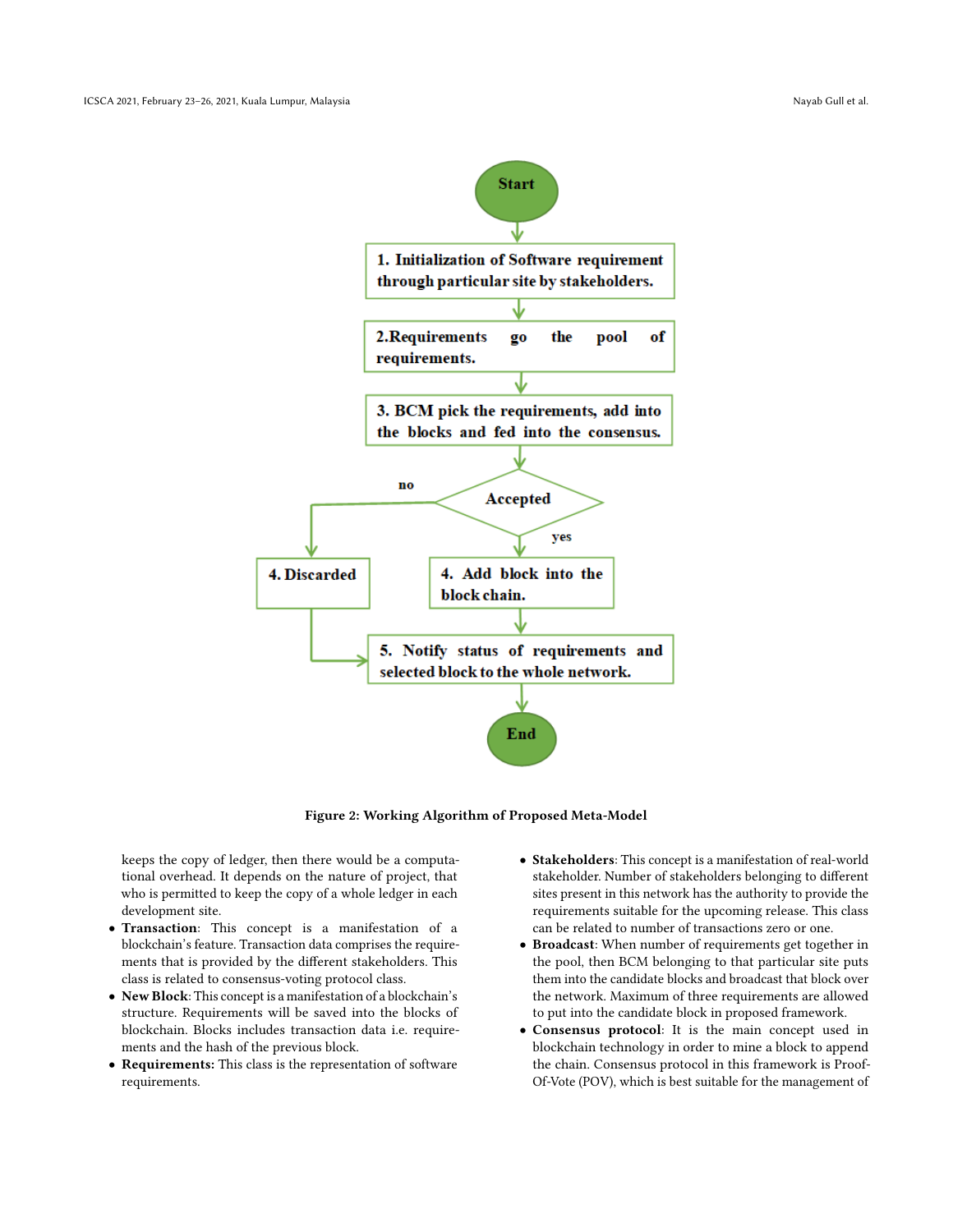Start

1. Initialization of Software requirement through particular site by stakeholders.

2. Requirements go the pool of requirements.

3. BCM pick the requirements, add into the blocks and fed into the consensus.

Accepted — no: 4. Discarded; yes: 4. Add block into the block chain.

5. Notify status of requirements and selected block to the whole network.

End

**Figure 2: Working Algorithm of Proposed Meta-Model**

keeps the copy of ledger, then there would be a computational overhead. It depends on the nature of project, that who is permitted to keep the copy of a whole ledger in each development site.

- **Transaction**: This concept is a manifestation of a blockchain's feature. Transaction data comprises the requirements that is provided by the different stakeholders. This class is related to consensus-voting protocol class.
- **New Block**: This concept is a manifestation of a blockchain's structure. Requirements will be saved into the blocks of blockchain. Blocks includes transaction data i.e. requirements and the hash of the previous block.
- **Requirements:** This class is the representation of software requirements.
- **Stakeholders**: This concept is a manifestation of real-world stakeholder. Number of stakeholders belonging to different sites present in this network has the authority to provide the requirements suitable for the upcoming release. This class can be related to number of transactions zero or one.
- **Broadcast**: When number of requirements get together in the pool, then BCM belonging to that particular site puts them into the candidate blocks and broadcast that block over the network. Maximum of three requirements are allowed to put into the candidate block in proposed framework.
- **Consensus protocol**: It is the main concept used in blockchain technology in order to mine a block to append the chain. Consensus protocol in this framework is Proof-Of-Vote (POV), which is best suitable for the management of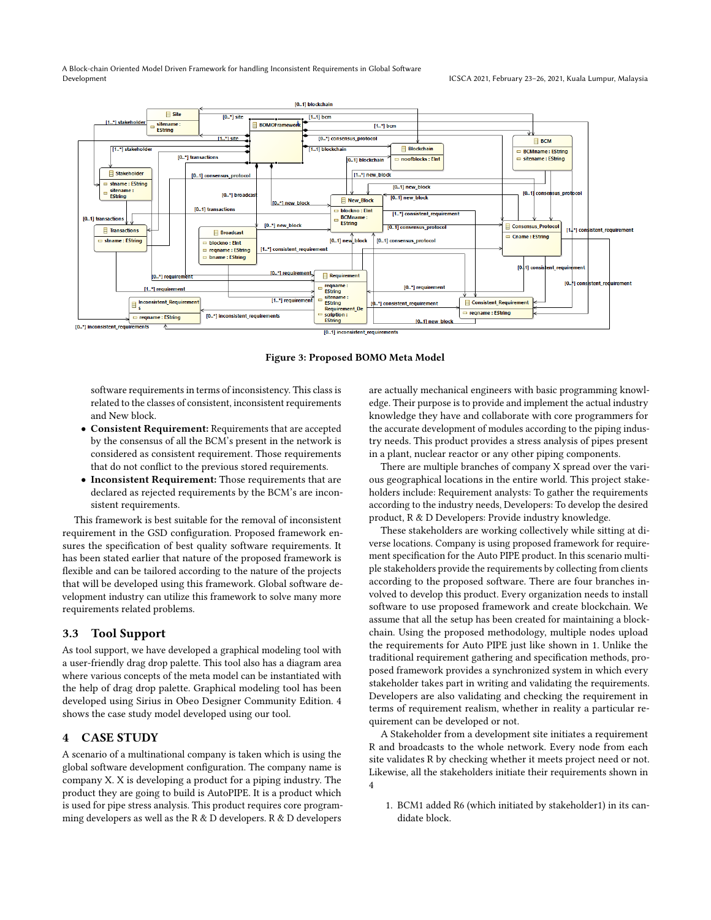**Figure 3: Proposed BOMO Meta Model**

software requirements in terms of inconsistency. This class is related to the classes of consistent, inconsistent requirements and New block.

- **Consistent Requirement:** Requirements that are accepted by the consensus of all the BCM's present in the network is considered as consistent requirement. Those requirements that do not conflict to the previous stored requirements.
- **Inconsistent Requirement:** Those requirements that are declared as rejected requirements by the BCM's are inconsistent requirements.

This framework is best suitable for the removal of inconsistent requirement in the GSD configuration. Proposed framework ensures the specification of best quality software requirements. It has been stated earlier that nature of the proposed framework is flexible and can be tailored according to the nature of the projects that will be developed using this framework. Global software development industry can utilize this framework to solve many more requirements related problems.

### 3.3 Tool Support

As tool support, we have developed a graphical modeling tool with a user-friendly drag drop palette. This tool also has a diagram area where various concepts of the meta model can be instantiated with the help of drag drop palette. Graphical modeling tool has been developed using Sirius in Obeo Designer Community Edition. 4 shows the case study model developed using our tool.

## 4 CASE STUDY

A scenario of a multinational company is taken which is using the global software development configuration. The company name is company X. X is developing a product for a piping industry. The product they are going to build is AutoPIPE. It is a product which is used for pipe stress analysis. This product requires core programming developers as well as the R & D developers. R & D developers are actually mechanical engineers with basic programming knowledge. Their purpose is to provide and implement the actual industry knowledge they have and collaborate with core programmers for the accurate development of modules according to the piping industry needs. This product provides a stress analysis of pipes present in a plant, nuclear reactor or any other piping components.

There are multiple branches of company X spread over the various geographical locations in the entire world. This project stakeholders include: Requirement analysts: To gather the requirements according to the industry needs, Developers: To develop the desired product, R & D Developers: Provide industry knowledge.

These stakeholders are working collectively while sitting at diverse locations. Company is using proposed framework for requirement specification for the Auto PIPE product. In this scenario multiple stakeholders provide the requirements by collecting from clients according to the proposed software. There are four branches involved to develop this product. Every organization needs to install software to use proposed framework and create blockchain. We assume that all the setup has been created for maintaining a blockchain. Using the proposed methodology, multiple nodes upload the requirements for Auto PIPE just like shown in 1. Unlike the traditional requirement gathering and specification methods, proposed framework provides a synchronized system in which every stakeholder takes part in writing and validating the requirements. Developers are also validating and checking the requirement in terms of requirement realism, whether in reality a particular requirement can be developed or not.

A Stakeholder from a development site initiates a requirement R and broadcasts to the whole network. Every node from each site validates R by checking whether it meets project need or not. Likewise, all the stakeholders initiate their requirements shown in 4

1. BCM1 added R6 (which initiated by stakeholder1) in its candidate block.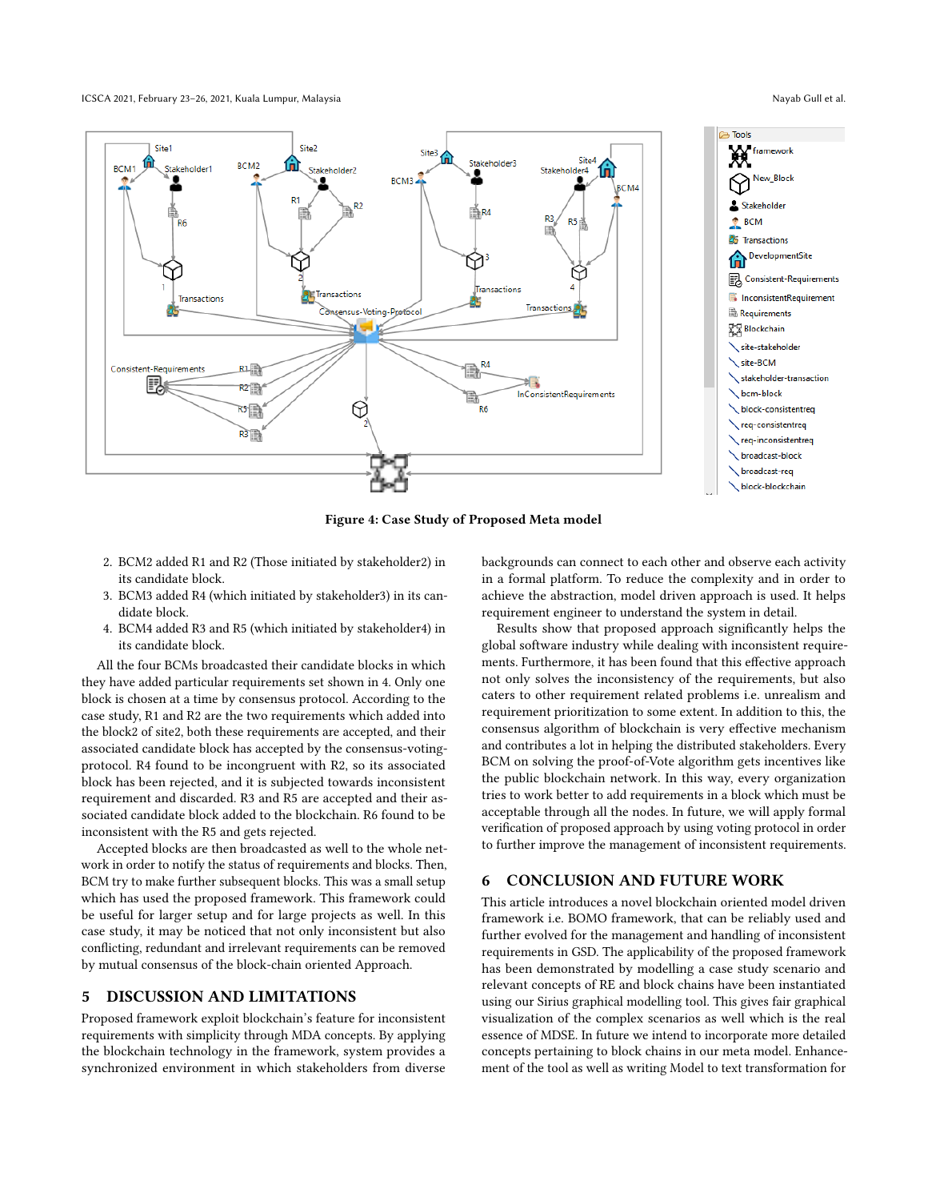Figure 4: Case Study of Proposed Meta model

2. BCM2 added R1 and R2 (Those initiated by stakeholder2) in its candidate block.
3. BCM3 added R4 (which initiated by stakeholder3) in its candidate block.
4. BCM4 added R3 and R5 (which initiated by stakeholder4) in its candidate block.

All the four BCMs broadcasted their candidate blocks in which they have added particular requirements set shown in 4. Only one block is chosen at a time by consensus protocol. According to the case study, R1 and R2 are the two requirements which added into the block2 of site2, both these requirements are accepted, and their associated candidate block has accepted by the consensus-voting-protocol. R4 found to be incongruent with R2, so its associated block has been rejected, and it is subjected towards inconsistent requirement and discarded. R3 and R5 are accepted and their associated candidate block added to the blockchain. R6 found to be inconsistent with the R5 and gets rejected.

Accepted blocks are then broadcasted as well to the whole network in order to notify the status of requirements and blocks. Then, BCM try to make further subsequent blocks. This was a small setup which has used the proposed framework. This framework could be useful for larger setup and for large projects as well. In this case study, it may be noticed that not only inconsistent but also conflicting, redundant and irrelevant requirements can be removed by mutual consensus of the block-chain oriented Approach.

## 5 DISCUSSION AND LIMITATIONS

Proposed framework exploit blockchain's feature for inconsistent requirements with simplicity through MDA concepts. By applying the blockchain technology in the framework, system provides a synchronized environment in which stakeholders from diverse backgrounds can connect to each other and observe each activity in a formal platform. To reduce the complexity and in order to achieve the abstraction, model driven approach is used. It helps requirement engineer to understand the system in detail.

Results show that proposed approach significantly helps the global software industry while dealing with inconsistent requirements. Furthermore, it has been found that this effective approach not only solves the inconsistency of the requirements, but also caters to other requirement related problems i.e. unrealism and requirement prioritization to some extent. In addition to this, the consensus algorithm of blockchain is very effective mechanism and contributes a lot in helping the distributed stakeholders. Every BCM on solving the proof-of-Vote algorithm gets incentives like the public blockchain network. In this way, every organization tries to work better to add requirements in a block which must be acceptable through all the nodes. In future, we will apply formal verification of proposed approach by using voting protocol in order to further improve the management of inconsistent requirements.

## 6 CONCLUSION AND FUTURE WORK

This article introduces a novel blockchain oriented model driven framework i.e. BOMO framework, that can be reliably used and further evolved for the management and handling of inconsistent requirements in GSD. The applicability of the proposed framework has been demonstrated by modelling a case study scenario and relevant concepts of RE and block chains have been instantiated using our Sirius graphical modelling tool. This gives fair graphical visualization of the complex scenarios as well which is the real essence of MDSE. In future we intend to incorporate more detailed concepts pertaining to block chains in our meta model. Enhancement of the tool as well as writing Model to text transformation for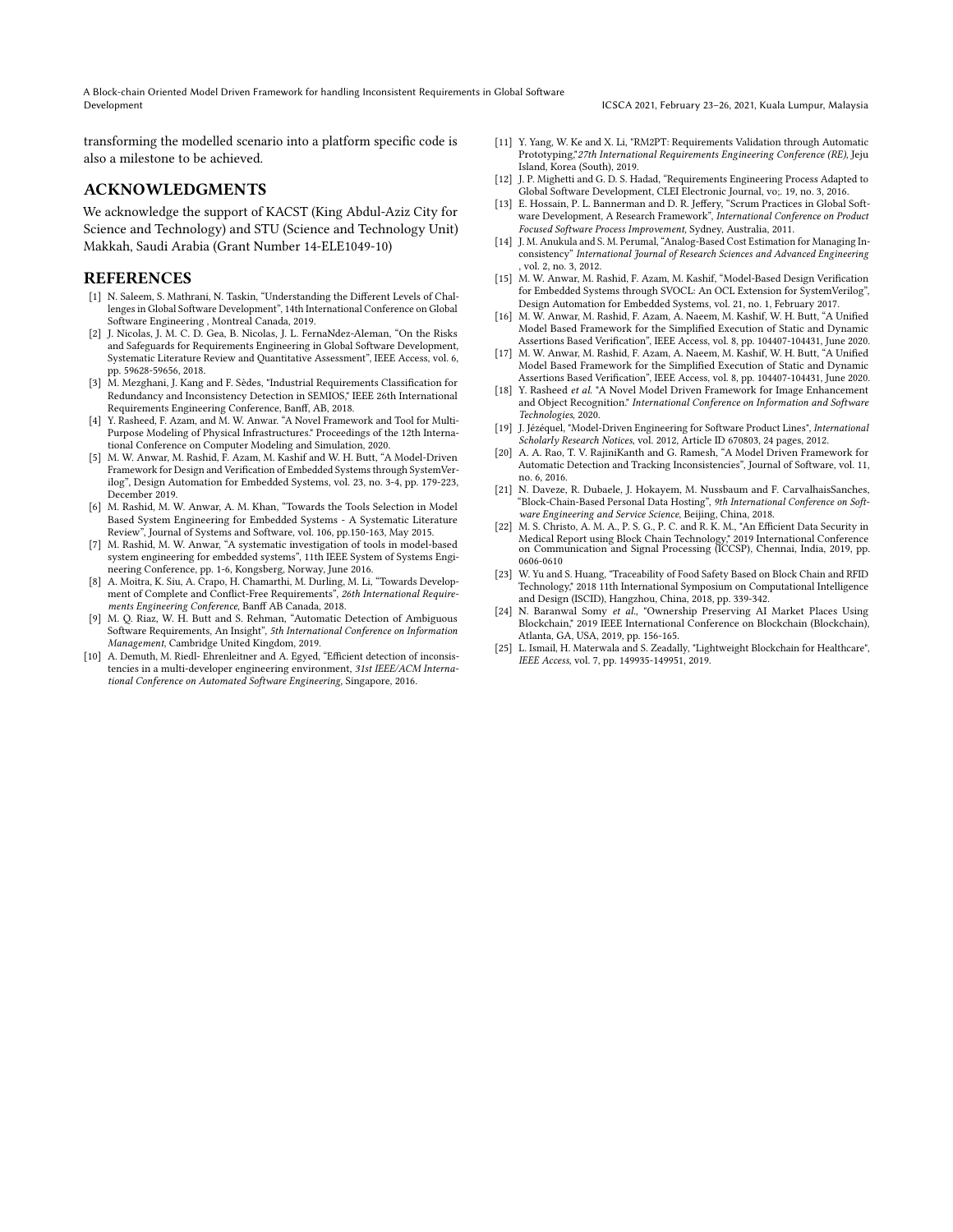transforming the modelled scenario into a platform specific code is also a milestone to be achieved.

## ACKNOWLEDGMENTS

We acknowledge the support of KACST (King Abdul-Aziz City for Science and Technology) and STU (Science and Technology Unit) Makkah, Saudi Arabia (Grant Number 14-ELE1049-10)

## REFERENCES

[1] N. Saleem, S. Mathrani, N. Taskin, "Understanding the Different Levels of Challenges in Global Software Development", 14th International Conference on Global Software Engineering , Montreal Canada, 2019.

[2] J. Nicolas, J. M. C. D. Gea, B. Nicolas, J. L. FernaNdez-Aleman, "On the Risks and Safeguards for Requirements Engineering in Global Software Development, Systematic Literature Review and Quantitative Assessment", IEEE Access, vol. 6, pp. 59628-59656, 2018.

[3] M. Mezghani, J. Kang and F. Sèdes, "Industrial Requirements Classification for Redundancy and Inconsistency Detection in SEMIOS," IEEE 26th International Requirements Engineering Conference, Banff, AB, 2018.

[4] Y. Rasheed, F. Azam, and M. W. Anwar. "A Novel Framework and Tool for Multi-Purpose Modeling of Physical Infrastructures." Proceedings of the 12th International Conference on Computer Modeling and Simulation, 2020.

[5] M. W. Anwar, M. Rashid, F. Azam, M. Kashif and W. H. Butt, "A Model-Driven Framework for Design and Verification of Embedded Systems through SystemVerilog", Design Automation for Embedded Systems, vol. 23, no. 3-4, pp. 179-223, December 2019.

[6] M. Rashid, M. W. Anwar, A. M. Khan, "Towards the Tools Selection in Model Based System Engineering for Embedded Systems - A Systematic Literature Review", Journal of Systems and Software, vol. 106, pp.150-163, May 2015.

[7] M. Rashid, M. W. Anwar, "A systematic investigation of tools in model-based system engineering for embedded systems", 11th IEEE System of Systems Engineering Conference, pp. 1-6, Kongsberg, Norway, June 2016.

[8] A. Moitra, K. Siu, A. Crapo, H. Chamarthi, M. Durling, M. Li, "Towards Development of Complete and Conflict-Free Requirements", *26th International Requirements Engineering Conference,* Banff AB Canada, 2018.

[9] M. Q. Riaz, W. H. Butt and S. Rehman, "Automatic Detection of Ambiguous Software Requirements, An Insight", *5th International Conference on Information Management,* Cambridge United Kingdom, 2019.

[10] A. Demuth, M. Riedl- Ehrenleitner and A. Egyed, "Efficient detection of inconsistencies in a multi-developer engineering environment, *31st IEEE/ACM International Conference on Automated Software Engineering,* Singapore, 2016.

[11] Y. Yang, W. Ke and X. Li, "RM2PT: Requirements Validation through Automatic Prototyping,"*27th International Requirements Engineering Conference (RE),* Jeju Island, Korea (South), 2019.

[12] J. P. Mighetti and G. D. S. Hadad, "Requirements Engineering Process Adapted to Global Software Development, CLEI Electronic Journal, vo;. 19, no. 3, 2016.

[13] E. Hossain, P. L. Bannerman and D. R. Jeffery, "Scrum Practices in Global Software Development, A Research Framework", *International Conference on Product Focused Software Process Improvement,* Sydney, Australia, 2011.

[14] J. M. Anukula and S. M. Perumal, "Analog-Based Cost Estimation for Managing Inconsistency" *International Journal of Research Sciences and Advanced Engineering* , vol. 2, no. 3, 2012.

[15] M. W. Anwar, M. Rashid, F. Azam, M. Kashif, "Model-Based Design Verification for Embedded Systems through SVOCL: An OCL Extension for SystemVerilog", Design Automation for Embedded Systems, vol. 21, no. 1, February 2017.

[16] M. W. Anwar, M. Rashid, F. Azam, A. Naeem, M. Kashif, W. H. Butt, "A Unified Model Based Framework for the Simplified Execution of Static and Dynamic Assertions Based Verification", IEEE Access, vol. 8, pp. 104407-104431, June 2020.

[17] M. W. Anwar, M. Rashid, F. Azam, A. Naeem, M. Kashif, W. H. Butt, "A Unified Model Based Framework for the Simplified Execution of Static and Dynamic Assertions Based Verification", IEEE Access, vol. 8, pp. 104407-104431, June 2020.

[18] Y. Rasheed *et al.* "A Novel Model Driven Framework for Image Enhancement and Object Recognition." *International Conference on Information and Software Technologies*, 2020.

[19] J. Jézéquel, "Model-Driven Engineering for Software Product Lines", *International Scholarly Research Notices*, vol. 2012, Article ID 670803, 24 pages, 2012.

[20] A. A. Rao, T. V. RajiniKanth and G. Ramesh, "A Model Driven Framework for Automatic Detection and Tracking Inconsistencies", Journal of Software, vol. 11, no. 6, 2016.

[21] N. Daveze, R. Dubaele, J. Hokayem, M. Nussbaum and F. CarvalhaisSanches, "Block-Chain-Based Personal Data Hosting", *9th International Conference on Software Engineering and Service Science*, Beijing, China, 2018.

[22] M. S. Christo, A. M. A., P. S. G., P. C. and R. K. M., "An Efficient Data Security in Medical Report using Block Chain Technology," 2019 International Conference on Communication and Signal Processing (ICCSP), Chennai, India, 2019, pp. 0606-0610

[23] W. Yu and S. Huang, "Traceability of Food Safety Based on Block Chain and RFID Technology," 2018 11th International Symposium on Computational Intelligence and Design (ISCID), Hangzhou, China, 2018, pp. 339-342.

[24] N. Baranwal Somy *et al.*, "Ownership Preserving AI Market Places Using Blockchain," 2019 IEEE International Conference on Blockchain (Blockchain), Atlanta, GA, USA, 2019, pp. 156-165.

[25] L. Ismail, H. Materwala and S. Zeadally, "Lightweight Blockchain for Healthcare", *IEEE Access*, vol. 7, pp. 149935-149951, 2019.